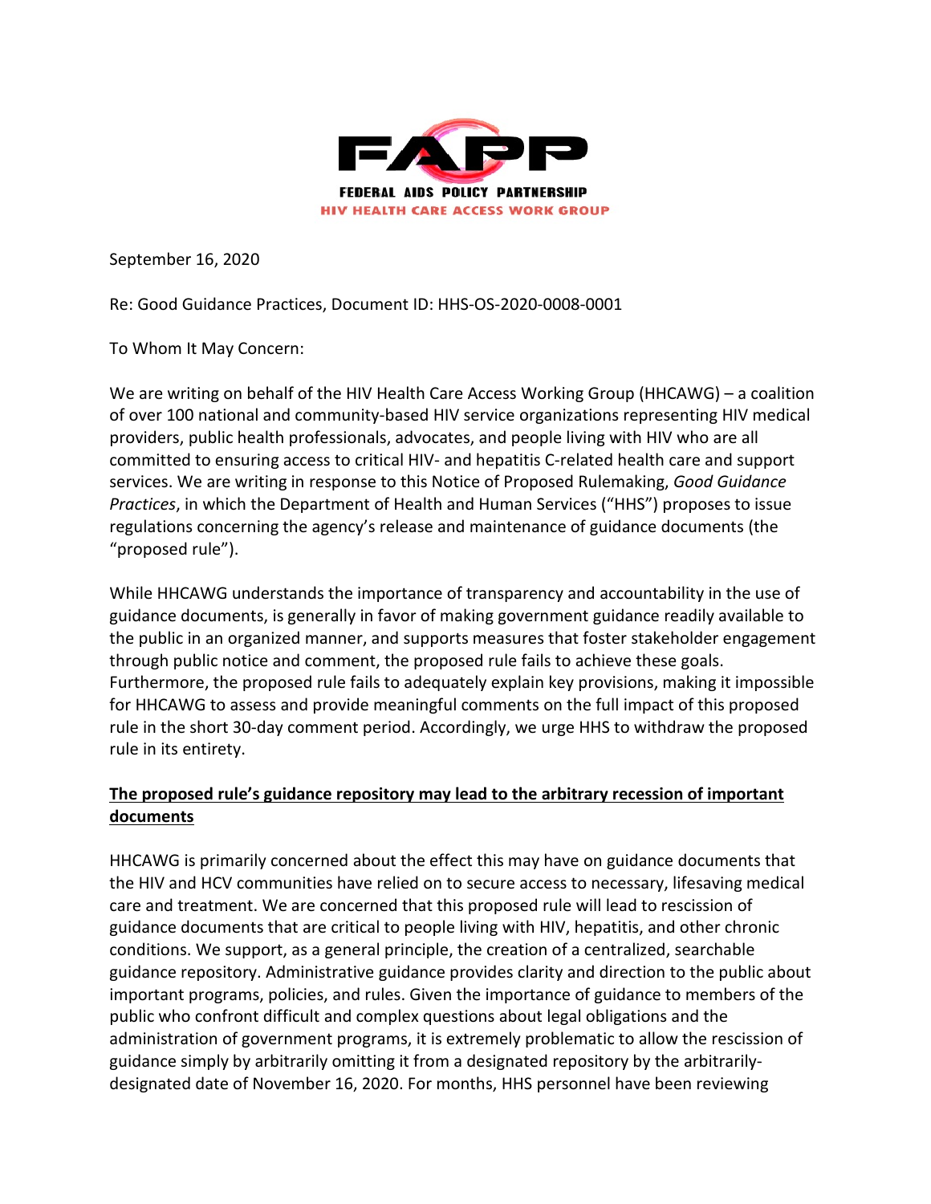**FAPP**

**FEDERAL AIDS POLICY PARTNERSHIP**

**HIV HEALTH CARE ACCESS WORK GROUP**

September 16, 2020

Re: Good Guidance Practices, Document ID: HHS-OS-2020-0008-0001

To Whom It May Concern:

We are writing on behalf of the HIV Health Care Access Working Group (HHCAWG) – a coalition of over 100 national and community-based HIV service organizations representing HIV medical providers, public health professionals, advocates, and people living with HIV who are all committed to ensuring access to critical HIV- and hepatitis C-related health care and support services. We are writing in response to this Notice of Proposed Rulemaking, *Good Guidance Practices*, in which the Department of Health and Human Services ("HHS") proposes to issue regulations concerning the agency's release and maintenance of guidance documents (the "proposed rule").

While HHCAWG understands the importance of transparency and accountability in the use of guidance documents, is generally in favor of making government guidance readily available to the public in an organized manner, and supports measures that foster stakeholder engagement through public notice and comment, the proposed rule fails to achieve these goals. Furthermore, the proposed rule fails to adequately explain key provisions, making it impossible for HHCAWG to assess and provide meaningful comments on the full impact of this proposed rule in the short 30-day comment period. Accordingly, we urge HHS to withdraw the proposed rule in its entirety.

**The proposed rule's guidance repository may lead to the arbitrary recession of important documents**

HHCAWG is primarily concerned about the effect this may have on guidance documents that the HIV and HCV communities have relied on to secure access to necessary, lifesaving medical care and treatment. We are concerned that this proposed rule will lead to rescission of guidance documents that are critical to people living with HIV, hepatitis, and other chronic conditions. We support, as a general principle, the creation of a centralized, searchable guidance repository. Administrative guidance provides clarity and direction to the public about important programs, policies, and rules. Given the importance of guidance to members of the public who confront difficult and complex questions about legal obligations and the administration of government programs, it is extremely problematic to allow the rescission of guidance simply by arbitrarily omitting it from a designated repository by the arbitrarily-designated date of November 16, 2020. For months, HHS personnel have been reviewing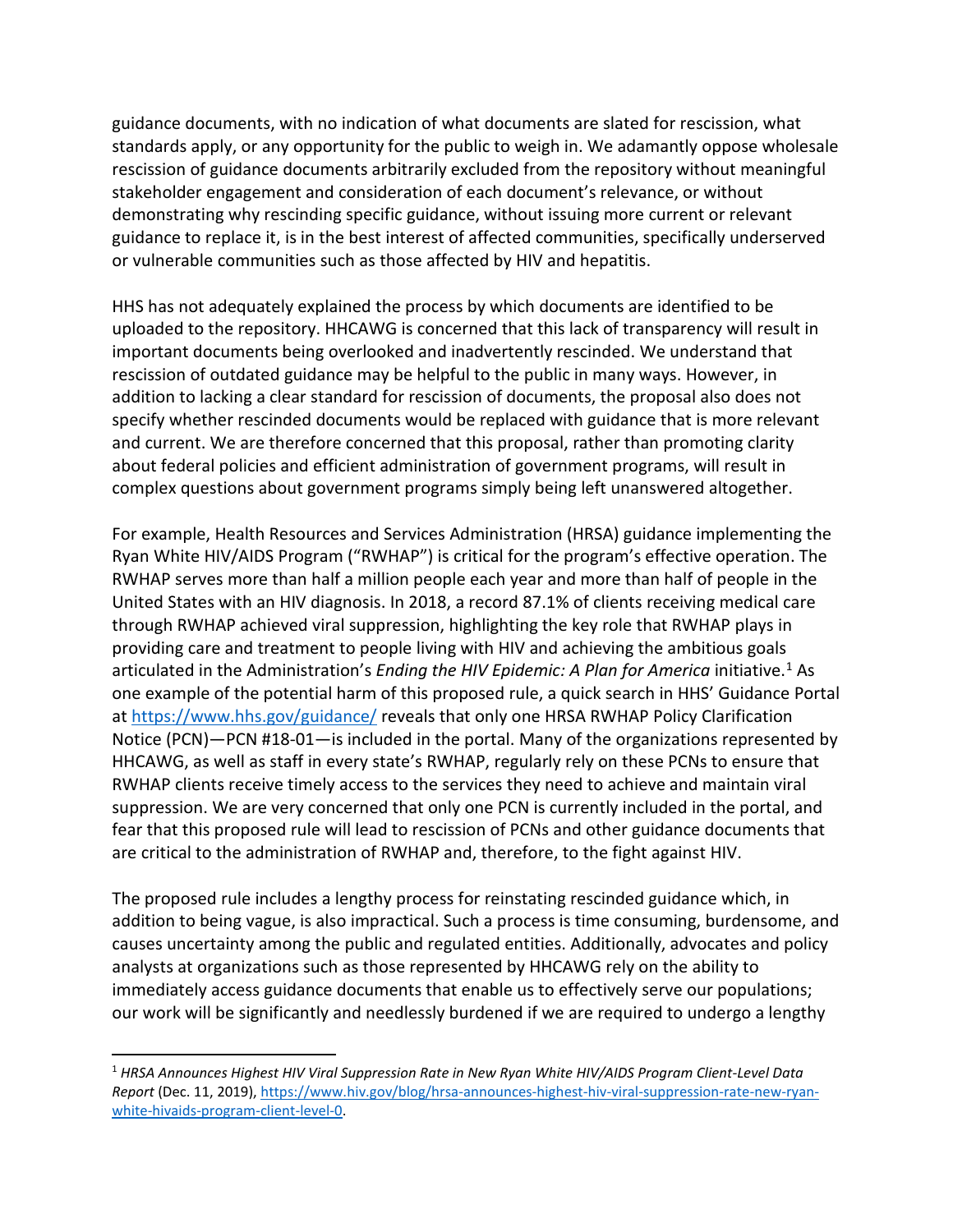guidance documents, with no indication of what documents are slated for rescission, what standards apply, or any opportunity for the public to weigh in. We adamantly oppose wholesale rescission of guidance documents arbitrarily excluded from the repository without meaningful stakeholder engagement and consideration of each document's relevance, or without demonstrating why rescinding specific guidance, without issuing more current or relevant guidance to replace it, is in the best interest of affected communities, specifically underserved or vulnerable communities such as those affected by HIV and hepatitis.

HHS has not adequately explained the process by which documents are identified to be uploaded to the repository. HHCAWG is concerned that this lack of transparency will result in important documents being overlooked and inadvertently rescinded. We understand that rescission of outdated guidance may be helpful to the public in many ways. However, in addition to lacking a clear standard for rescission of documents, the proposal also does not specify whether rescinded documents would be replaced with guidance that is more relevant and current. We are therefore concerned that this proposal, rather than promoting clarity about federal policies and efficient administration of government programs, will result in complex questions about government programs simply being left unanswered altogether.

For example, Health Resources and Services Administration (HRSA) guidance implementing the Ryan White HIV/AIDS Program ("RWHAP") is critical for the program's effective operation. The RWHAP serves more than half a million people each year and more than half of people in the United States with an HIV diagnosis. In 2018, a record 87.1% of clients receiving medical care through RWHAP achieved viral suppression, highlighting the key role that RWHAP plays in providing care and treatment to people living with HIV and achieving the ambitious goals articulated in the Administration's *Ending the HIV Epidemic: A Plan for America* initiative.[1] As one example of the potential harm of this proposed rule, a quick search in HHS' Guidance Portal at [https://www.hhs.gov/guidance/](https://www.hhs.gov/guidance/) reveals that only one HRSA RWHAP Policy Clarification Notice (PCN)—PCN #18-01—is included in the portal. Many of the organizations represented by HHCAWG, as well as staff in every state's RWHAP, regularly rely on these PCNs to ensure that RWHAP clients receive timely access to the services they need to achieve and maintain viral suppression. We are very concerned that only one PCN is currently included in the portal, and fear that this proposed rule will lead to rescission of PCNs and other guidance documents that are critical to the administration of RWHAP and, therefore, to the fight against HIV.

The proposed rule includes a lengthy process for reinstating rescinded guidance which, in addition to being vague, is also impractical. Such a process is time consuming, burdensome, and causes uncertainty among the public and regulated entities. Additionally, advocates and policy analysts at organizations such as those represented by HHCAWG rely on the ability to immediately access guidance documents that enable us to effectively serve our populations; our work will be significantly and needlessly burdened if we are required to undergo a lengthy

---

[1] *HRSA Announces Highest HIV Viral Suppression Rate in New Ryan White HIV/AIDS Program Client-Level Data Report* (Dec. 11, 2019), [https://www.hiv.gov/blog/hrsa-announces-highest-hiv-viral-suppression-rate-new-ryan-white-hivaids-program-client-level-0](https://www.hiv.gov/blog/hrsa-announces-highest-hiv-viral-suppression-rate-new-ryan-white-hivaids-program-client-level-0).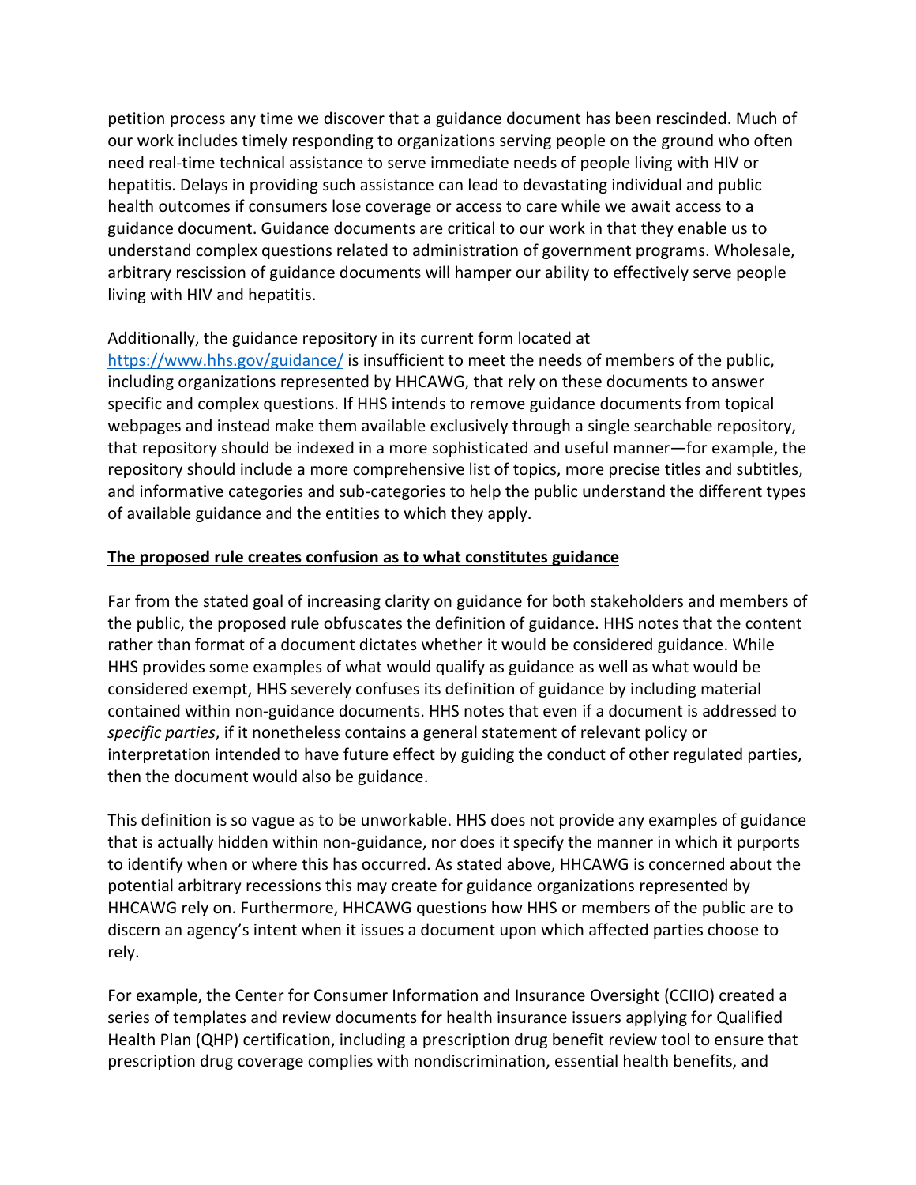petition process any time we discover that a guidance document has been rescinded. Much of our work includes timely responding to organizations serving people on the ground who often need real-time technical assistance to serve immediate needs of people living with HIV or hepatitis. Delays in providing such assistance can lead to devastating individual and public health outcomes if consumers lose coverage or access to care while we await access to a guidance document. Guidance documents are critical to our work in that they enable us to understand complex questions related to administration of government programs. Wholesale, arbitrary rescission of guidance documents will hamper our ability to effectively serve people living with HIV and hepatitis.

Additionally, the guidance repository in its current form located at https://www.hhs.gov/guidance/ is insufficient to meet the needs of members of the public, including organizations represented by HHCAWG, that rely on these documents to answer specific and complex questions. If HHS intends to remove guidance documents from topical webpages and instead make them available exclusively through a single searchable repository, that repository should be indexed in a more sophisticated and useful manner—for example, the repository should include a more comprehensive list of topics, more precise titles and subtitles, and informative categories and sub-categories to help the public understand the different types of available guidance and the entities to which they apply.

**The proposed rule creates confusion as to what constitutes guidance**

Far from the stated goal of increasing clarity on guidance for both stakeholders and members of the public, the proposed rule obfuscates the definition of guidance. HHS notes that the content rather than format of a document dictates whether it would be considered guidance. While HHS provides some examples of what would qualify as guidance as well as what would be considered exempt, HHS severely confuses its definition of guidance by including material contained within non-guidance documents. HHS notes that even if a document is addressed to *specific parties*, if it nonetheless contains a general statement of relevant policy or interpretation intended to have future effect by guiding the conduct of other regulated parties, then the document would also be guidance.

This definition is so vague as to be unworkable. HHS does not provide any examples of guidance that is actually hidden within non-guidance, nor does it specify the manner in which it purports to identify when or where this has occurred. As stated above, HHCAWG is concerned about the potential arbitrary recessions this may create for guidance organizations represented by HHCAWG rely on. Furthermore, HHCAWG questions how HHS or members of the public are to discern an agency's intent when it issues a document upon which affected parties choose to rely.

For example, the Center for Consumer Information and Insurance Oversight (CCIIO) created a series of templates and review documents for health insurance issuers applying for Qualified Health Plan (QHP) certification, including a prescription drug benefit review tool to ensure that prescription drug coverage complies with nondiscrimination, essential health benefits, and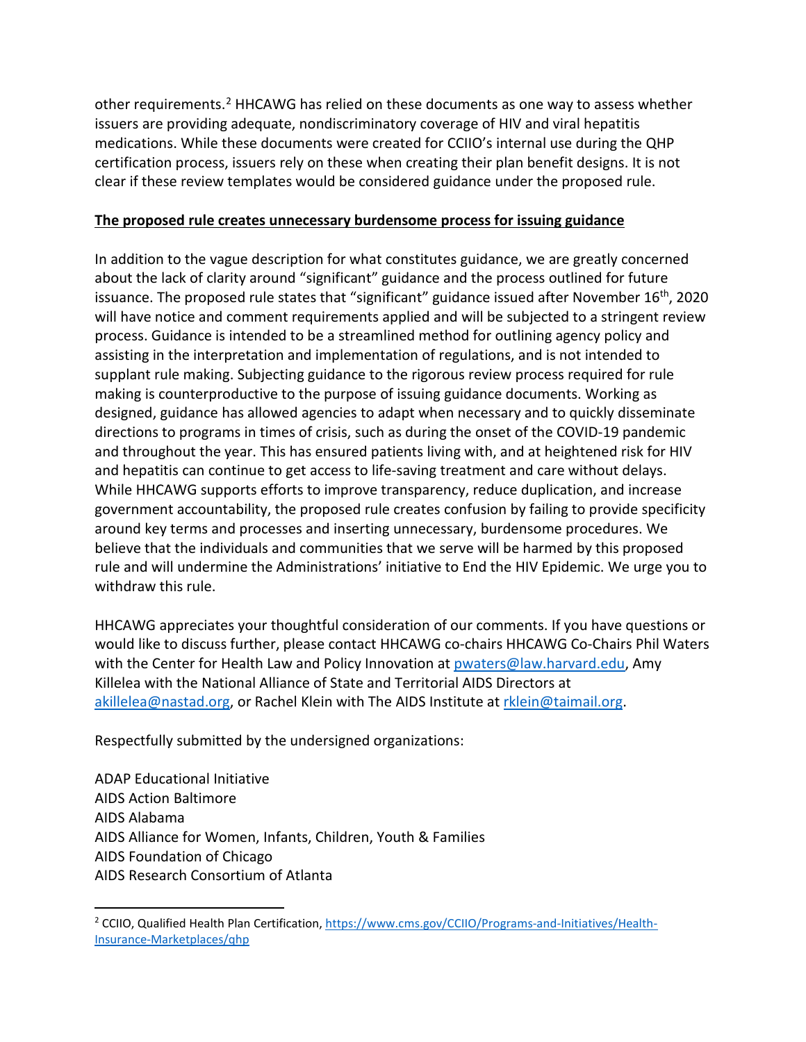other requirements.[2] HHCAWG has relied on these documents as one way to assess whether issuers are providing adequate, nondiscriminatory coverage of HIV and viral hepatitis medications. While these documents were created for CCIIO's internal use during the QHP certification process, issuers rely on these when creating their plan benefit designs. It is not clear if these review templates would be considered guidance under the proposed rule.

**The proposed rule creates unnecessary burdensome process for issuing guidance**

In addition to the vague description for what constitutes guidance, we are greatly concerned about the lack of clarity around "significant" guidance and the process outlined for future issuance. The proposed rule states that "significant" guidance issued after November 16th, 2020 will have notice and comment requirements applied and will be subjected to a stringent review process. Guidance is intended to be a streamlined method for outlining agency policy and assisting in the interpretation and implementation of regulations, and is not intended to supplant rule making. Subjecting guidance to the rigorous review process required for rule making is counterproductive to the purpose of issuing guidance documents. Working as designed, guidance has allowed agencies to adapt when necessary and to quickly disseminate directions to programs in times of crisis, such as during the onset of the COVID-19 pandemic and throughout the year. This has ensured patients living with, and at heightened risk for HIV and hepatitis can continue to get access to life-saving treatment and care without delays. While HHCAWG supports efforts to improve transparency, reduce duplication, and increase government accountability, the proposed rule creates confusion by failing to provide specificity around key terms and processes and inserting unnecessary, burdensome procedures. We believe that the individuals and communities that we serve will be harmed by this proposed rule and will undermine the Administrations' initiative to End the HIV Epidemic. We urge you to withdraw this rule.

HHCAWG appreciates your thoughtful consideration of our comments. If you have questions or would like to discuss further, please contact HHCAWG co-chairs HHCAWG Co-Chairs Phil Waters with the Center for Health Law and Policy Innovation at pwaters@law.harvard.edu, Amy Killelea with the National Alliance of State and Territorial AIDS Directors at akillelea@nastad.org, or Rachel Klein with The AIDS Institute at rklein@taimail.org.

Respectfully submitted by the undersigned organizations:

ADAP Educational Initiative
AIDS Action Baltimore
AIDS Alabama
AIDS Alliance for Women, Infants, Children, Youth & Families
AIDS Foundation of Chicago
AIDS Research Consortium of Atlanta

---

[2] CCIIO, Qualified Health Plan Certification, https://www.cms.gov/CCIIO/Programs-and-Initiatives/Health-Insurance-Marketplaces/qhp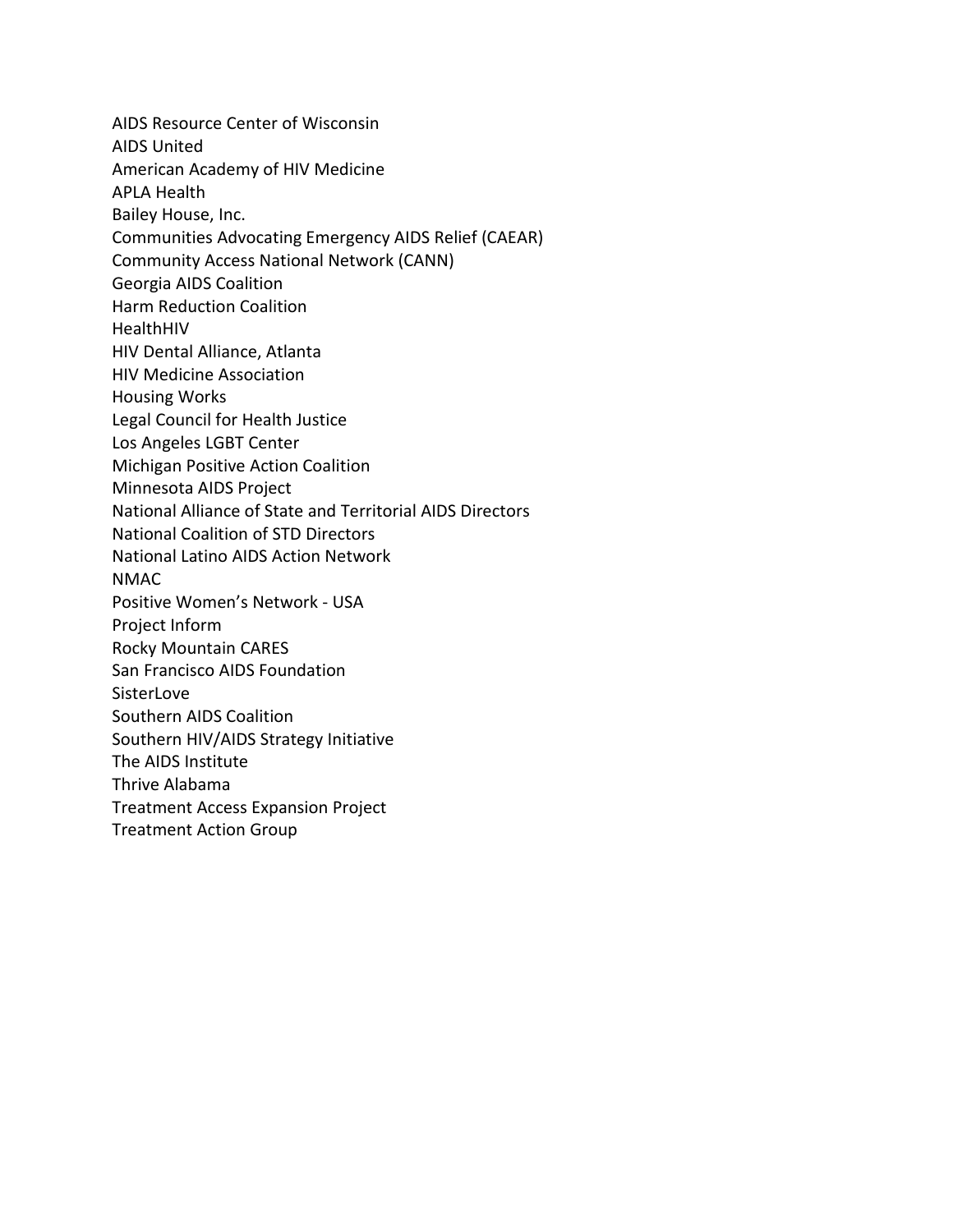AIDS Resource Center of Wisconsin
AIDS United
American Academy of HIV Medicine
APLA Health
Bailey House, Inc.
Communities Advocating Emergency AIDS Relief (CAEAR)
Community Access National Network (CANN)
Georgia AIDS Coalition
Harm Reduction Coalition
HealthHIV
HIV Dental Alliance, Atlanta
HIV Medicine Association
Housing Works
Legal Council for Health Justice
Los Angeles LGBT Center
Michigan Positive Action Coalition
Minnesota AIDS Project
National Alliance of State and Territorial AIDS Directors
National Coalition of STD Directors
National Latino AIDS Action Network
NMAC
Positive Women's Network - USA
Project Inform
Rocky Mountain CARES
San Francisco AIDS Foundation
SisterLove
Southern AIDS Coalition
Southern HIV/AIDS Strategy Initiative
The AIDS Institute
Thrive Alabama
Treatment Access Expansion Project
Treatment Action Group